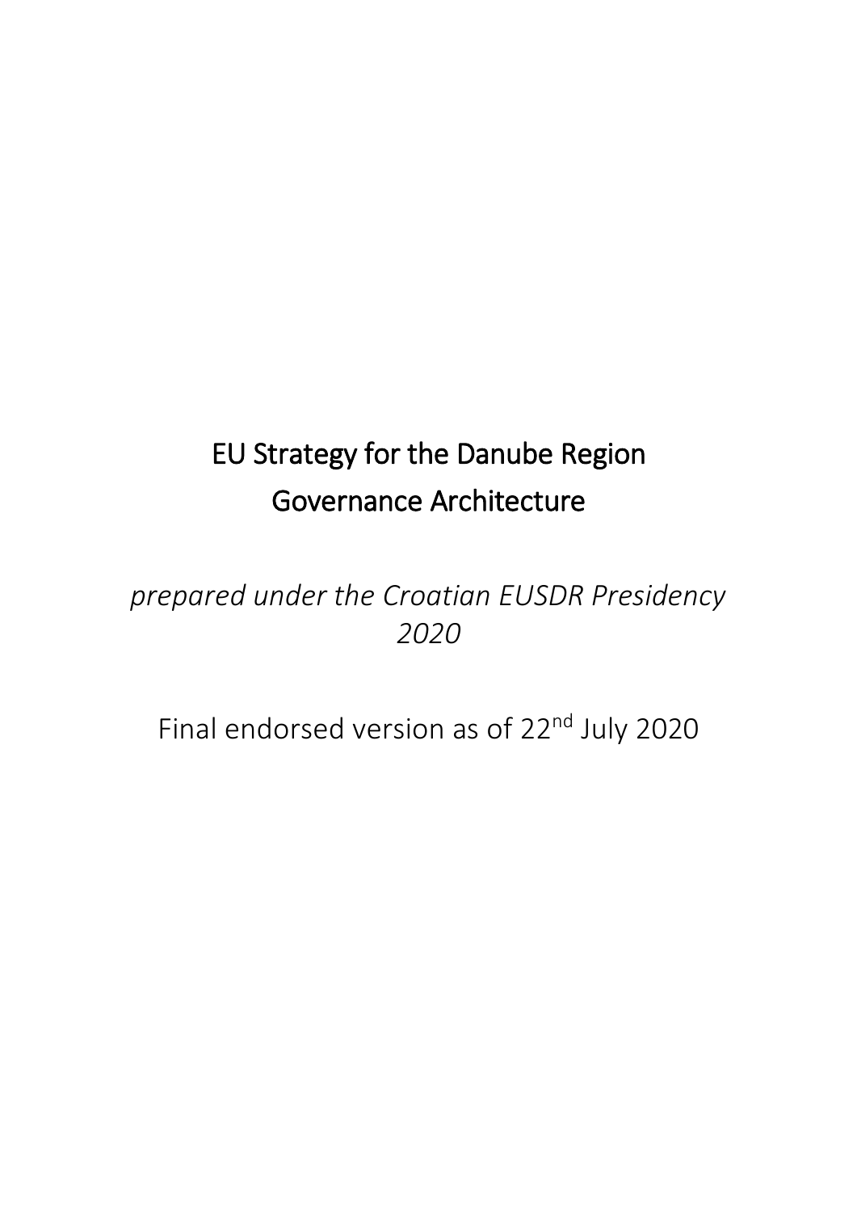# EU Strategy for the Danube Region
# Governance Architecture

*prepared under the Croatian EUSDR Presidency 2020*

Final endorsed version as of 22$^{nd}$ July 2020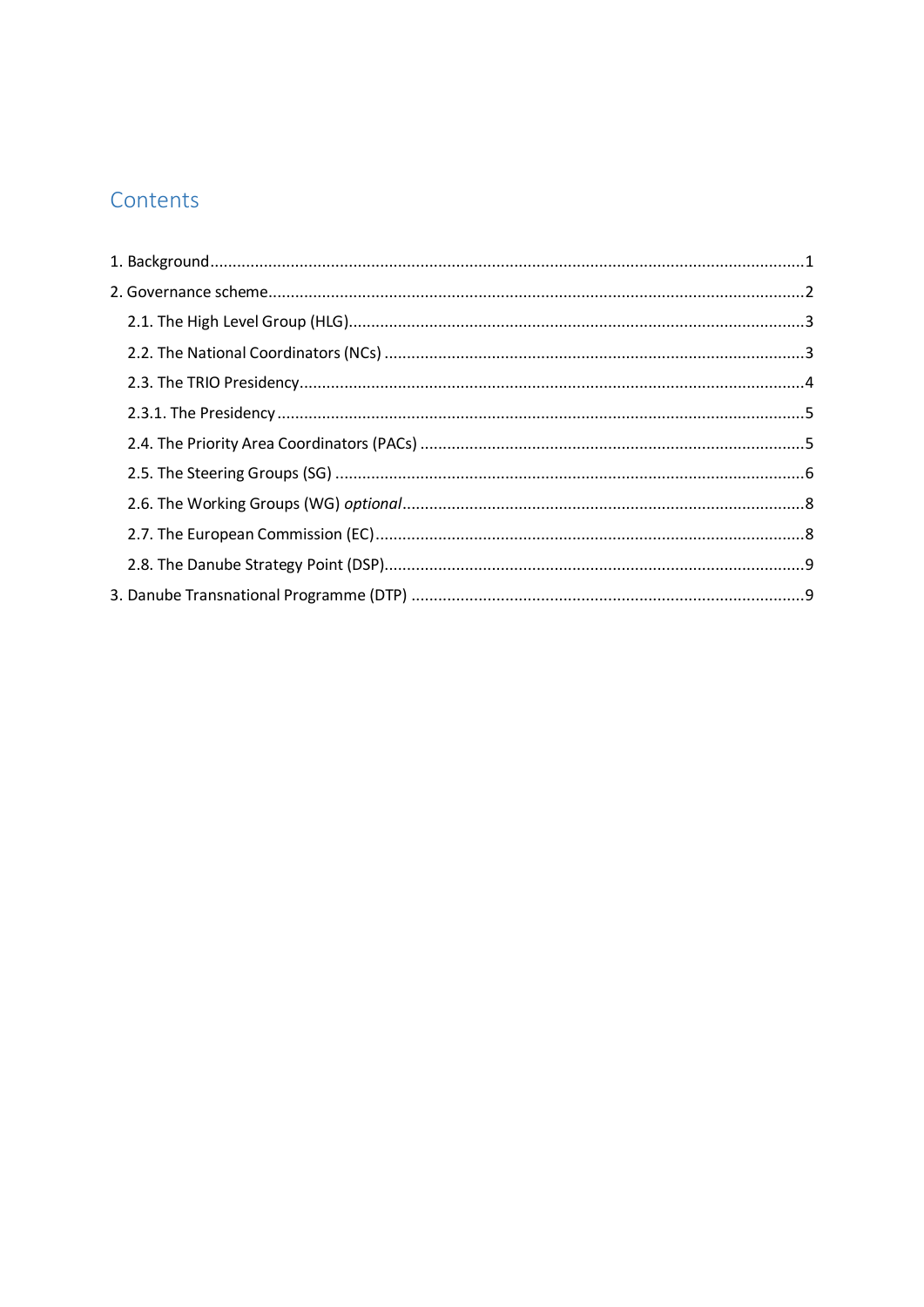# Contents

1. Background ........................................................................................................................ 1
2. Governance scheme ............................................................................................................ 2
   - 2.1. The High Level Group (HLG) ..................................................................................... 3
   - 2.2. The National Coordinators (NCs) .............................................................................. 3
   - 2.3. The TRIO Presidency .................................................................................................. 4
   - 2.3.1. The Presidency ........................................................................................................ 5
   - 2.4. The Priority Area Coordinators (PACs) ...................................................................... 5
   - 2.5. The Steering Groups (SG) .......................................................................................... 6
   - 2.6. The Working Groups (WG) *optional* ......................................................................... 8
   - 2.7. The European Commission (EC) ................................................................................ 8
   - 2.8. The Danube Strategy Point (DSP) .............................................................................. 9
3. Danube Transnational Programme (DTP) ........................................................................... 9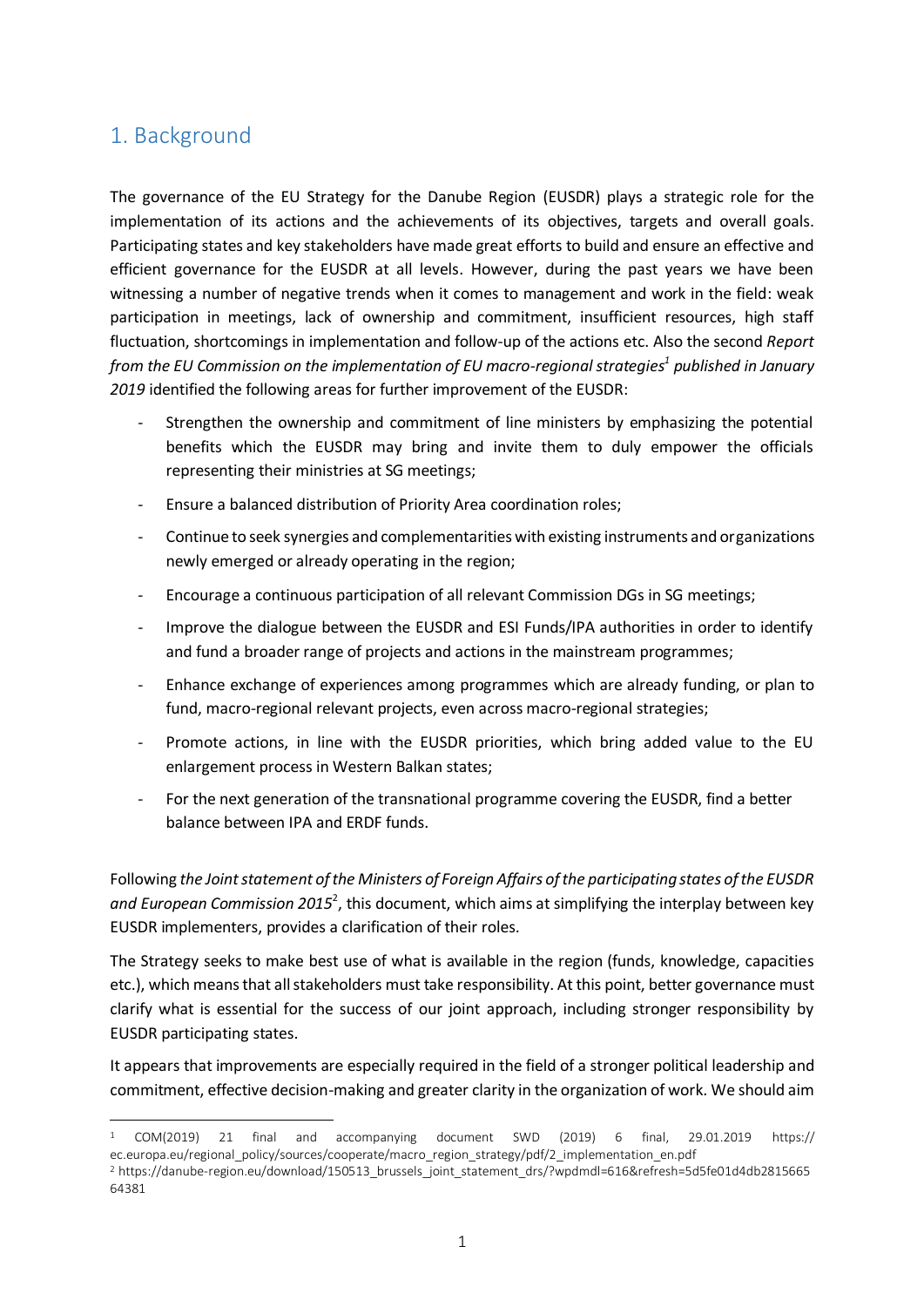## 1. Background

The governance of the EU Strategy for the Danube Region (EUSDR) plays a strategic role for the implementation of its actions and the achievements of its objectives, targets and overall goals. Participating states and key stakeholders have made great efforts to build and ensure an effective and efficient governance for the EUSDR at all levels. However, during the past years we have been witnessing a number of negative trends when it comes to management and work in the field: weak participation in meetings, lack of ownership and commitment, insufficient resources, high staff fluctuation, shortcomings in implementation and follow-up of the actions etc. Also the second *Report from the EU Commission on the implementation of EU macro-regional strategies*[1] *published in January 2019* identified the following areas for further improvement of the EUSDR:

- Strengthen the ownership and commitment of line ministers by emphasizing the potential benefits which the EUSDR may bring and invite them to duly empower the officials representing their ministries at SG meetings;
- Ensure a balanced distribution of Priority Area coordination roles;
- Continue to seek synergies and complementarities with existing instruments and organizations newly emerged or already operating in the region;
- Encourage a continuous participation of all relevant Commission DGs in SG meetings;
- Improve the dialogue between the EUSDR and ESI Funds/IPA authorities in order to identify and fund a broader range of projects and actions in the mainstream programmes;
- Enhance exchange of experiences among programmes which are already funding, or plan to fund, macro-regional relevant projects, even across macro-regional strategies;
- Promote actions, in line with the EUSDR priorities, which bring added value to the EU enlargement process in Western Balkan states;
- For the next generation of the transnational programme covering the EUSDR, find a better balance between IPA and ERDF funds.

Following *the Joint statement of the Ministers of Foreign Affairs of the participating states of the EUSDR and European Commission 2015*[2], this document, which aims at simplifying the interplay between key EUSDR implementers, provides a clarification of their roles.

The Strategy seeks to make best use of what is available in the region (funds, knowledge, capacities etc.), which means that all stakeholders must take responsibility. At this point, better governance must clarify what is essential for the success of our joint approach, including stronger responsibility by EUSDR participating states.

It appears that improvements are especially required in the field of a stronger political leadership and commitment, effective decision-making and greater clarity in the organization of work. We should aim

---

[1] COM(2019) 21 final and accompanying document SWD (2019) 6 final, 29.01.2019 https://ec.europa.eu/regional_policy/sources/cooperate/macro_region_strategy/pdf/2_implementation_en.pdf

[2] https://danube-region.eu/download/150513_brussels_joint_statement_drs/?wpdmdl=616&refresh=5d5fe01d4db281566564381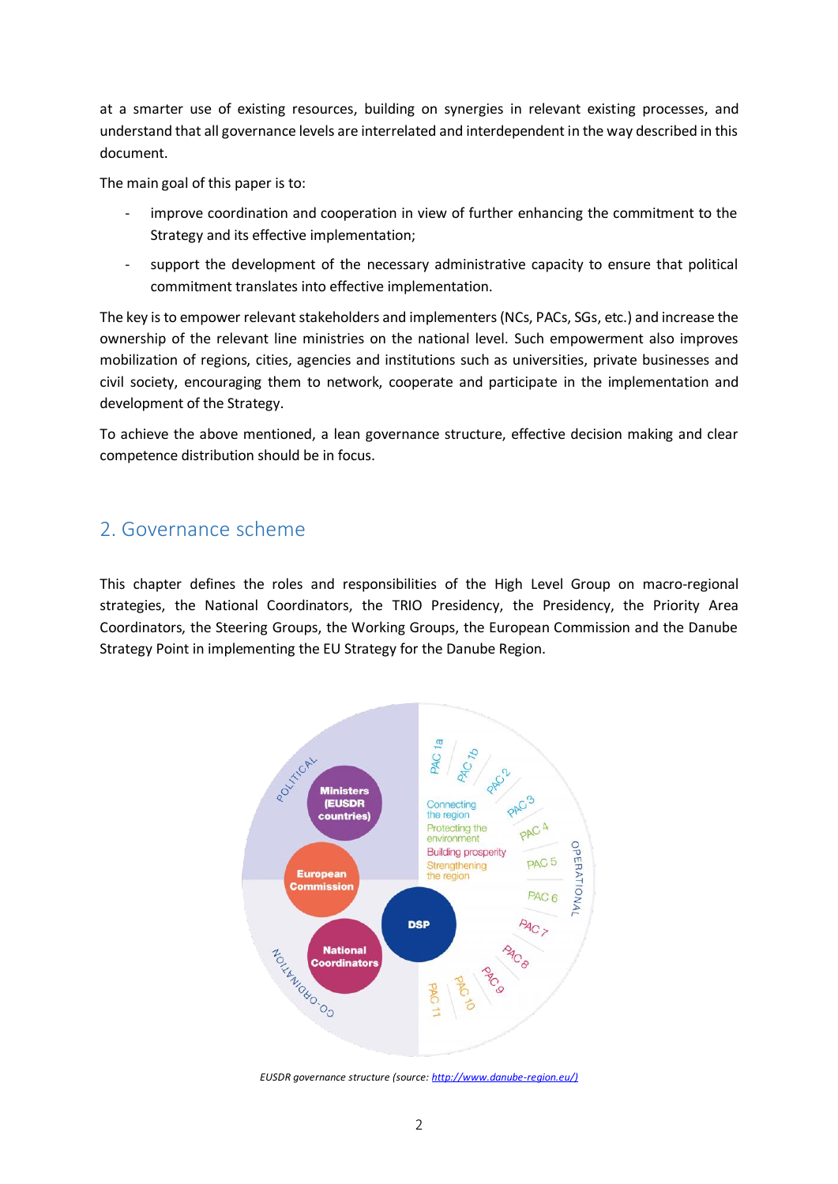at a smarter use of existing resources, building on synergies in relevant existing processes, and understand that all governance levels are interrelated and interdependent in the way described in this document.

The main goal of this paper is to:

- improve coordination and cooperation in view of further enhancing the commitment to the Strategy and its effective implementation;
- support the development of the necessary administrative capacity to ensure that political commitment translates into effective implementation.

The key is to empower relevant stakeholders and implementers (NCs, PACs, SGs, etc.) and increase the ownership of the relevant line ministries on the national level. Such empowerment also improves mobilization of regions, cities, agencies and institutions such as universities, private businesses and civil society, encouraging them to network, cooperate and participate in the implementation and development of the Strategy.

To achieve the above mentioned, a lean governance structure, effective decision making and clear competence distribution should be in focus.

## 2. Governance scheme

This chapter defines the roles and responsibilities of the High Level Group on macro-regional strategies, the National Coordinators, the TRIO Presidency, the Presidency, the Priority Area Coordinators, the Steering Groups, the Working Groups, the European Commission and the Danube Strategy Point in implementing the EU Strategy for the Danube Region.

*EUSDR governance structure (source: http://www.danube-region.eu/)*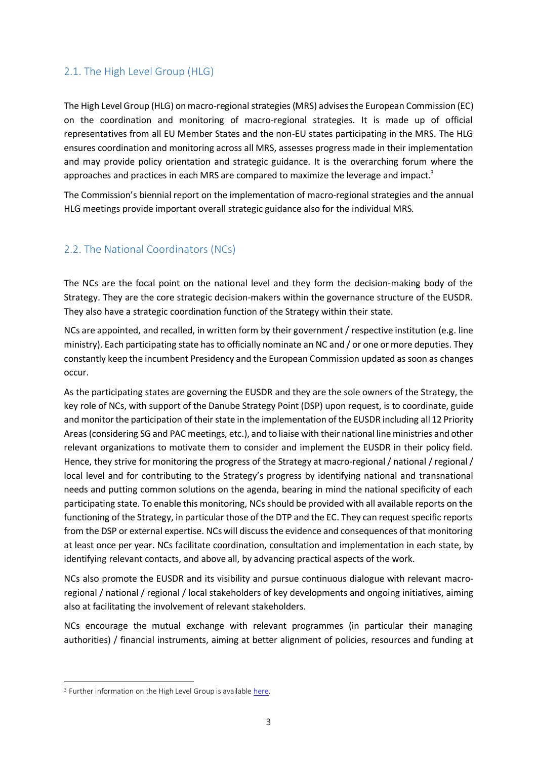## 2.1. The High Level Group (HLG)

The High Level Group (HLG) on macro-regional strategies (MRS) advises the European Commission (EC) on the coordination and monitoring of macro-regional strategies. It is made up of official representatives from all EU Member States and the non-EU states participating in the MRS. The HLG ensures coordination and monitoring across all MRS, assesses progress made in their implementation and may provide policy orientation and strategic guidance. It is the overarching forum where the approaches and practices in each MRS are compared to maximize the leverage and impact.[3]

The Commission's biennial report on the implementation of macro-regional strategies and the annual HLG meetings provide important overall strategic guidance also for the individual MRS.

## 2.2. The National Coordinators (NCs)

The NCs are the focal point on the national level and they form the decision-making body of the Strategy. They are the core strategic decision-makers within the governance structure of the EUSDR. They also have a strategic coordination function of the Strategy within their state.

NCs are appointed, and recalled, in written form by their government / respective institution (e.g. line ministry). Each participating state has to officially nominate an NC and / or one or more deputies. They constantly keep the incumbent Presidency and the European Commission updated as soon as changes occur.

As the participating states are governing the EUSDR and they are the sole owners of the Strategy, the key role of NCs, with support of the Danube Strategy Point (DSP) upon request, is to coordinate, guide and monitor the participation of their state in the implementation of the EUSDR including all 12 Priority Areas (considering SG and PAC meetings, etc.), and to liaise with their national line ministries and other relevant organizations to motivate them to consider and implement the EUSDR in their policy field. Hence, they strive for monitoring the progress of the Strategy at macro-regional / national / regional / local level and for contributing to the Strategy's progress by identifying national and transnational needs and putting common solutions on the agenda, bearing in mind the national specificity of each participating state. To enable this monitoring, NCs should be provided with all available reports on the functioning of the Strategy, in particular those of the DTP and the EC. They can request specific reports from the DSP or external expertise. NCs will discuss the evidence and consequences of that monitoring at least once per year. NCs facilitate coordination, consultation and implementation in each state, by identifying relevant contacts, and above all, by advancing practical aspects of the work.

NCs also promote the EUSDR and its visibility and pursue continuous dialogue with relevant macro-regional / national / regional / local stakeholders of key developments and ongoing initiatives, aiming also at facilitating the involvement of relevant stakeholders.

NCs encourage the mutual exchange with relevant programmes (in particular their managing authorities) / financial instruments, aiming at better alignment of policies, resources and funding at

---

[3] Further information on the High Level Group is available here.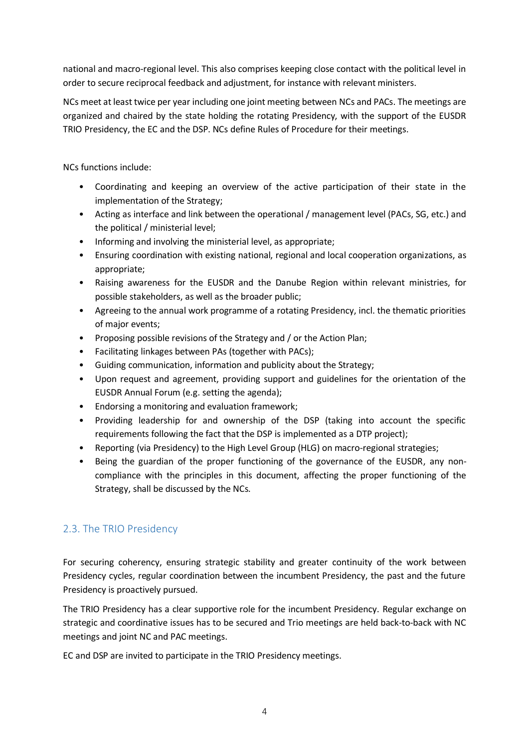national and macro-regional level. This also comprises keeping close contact with the political level in order to secure reciprocal feedback and adjustment, for instance with relevant ministers.

NCs meet at least twice per year including one joint meeting between NCs and PACs. The meetings are organized and chaired by the state holding the rotating Presidency, with the support of the EUSDR TRIO Presidency, the EC and the DSP. NCs define Rules of Procedure for their meetings.

NCs functions include:

- Coordinating and keeping an overview of the active participation of their state in the implementation of the Strategy;
- Acting as interface and link between the operational / management level (PACs, SG, etc.) and the political / ministerial level;
- Informing and involving the ministerial level, as appropriate;
- Ensuring coordination with existing national, regional and local cooperation organizations, as appropriate;
- Raising awareness for the EUSDR and the Danube Region within relevant ministries, for possible stakeholders, as well as the broader public;
- Agreeing to the annual work programme of a rotating Presidency, incl. the thematic priorities of major events;
- Proposing possible revisions of the Strategy and / or the Action Plan;
- Facilitating linkages between PAs (together with PACs);
- Guiding communication, information and publicity about the Strategy;
- Upon request and agreement, providing support and guidelines for the orientation of the EUSDR Annual Forum (e.g. setting the agenda);
- Endorsing a monitoring and evaluation framework;
- Providing leadership for and ownership of the DSP (taking into account the specific requirements following the fact that the DSP is implemented as a DTP project);
- Reporting (via Presidency) to the High Level Group (HLG) on macro-regional strategies;
- Being the guardian of the proper functioning of the governance of the EUSDR, any non-compliance with the principles in this document, affecting the proper functioning of the Strategy, shall be discussed by the NCs.

## 2.3. The TRIO Presidency

For securing coherency, ensuring strategic stability and greater continuity of the work between Presidency cycles, regular coordination between the incumbent Presidency, the past and the future Presidency is proactively pursued.

The TRIO Presidency has a clear supportive role for the incumbent Presidency. Regular exchange on strategic and coordinative issues has to be secured and Trio meetings are held back-to-back with NC meetings and joint NC and PAC meetings.

EC and DSP are invited to participate in the TRIO Presidency meetings.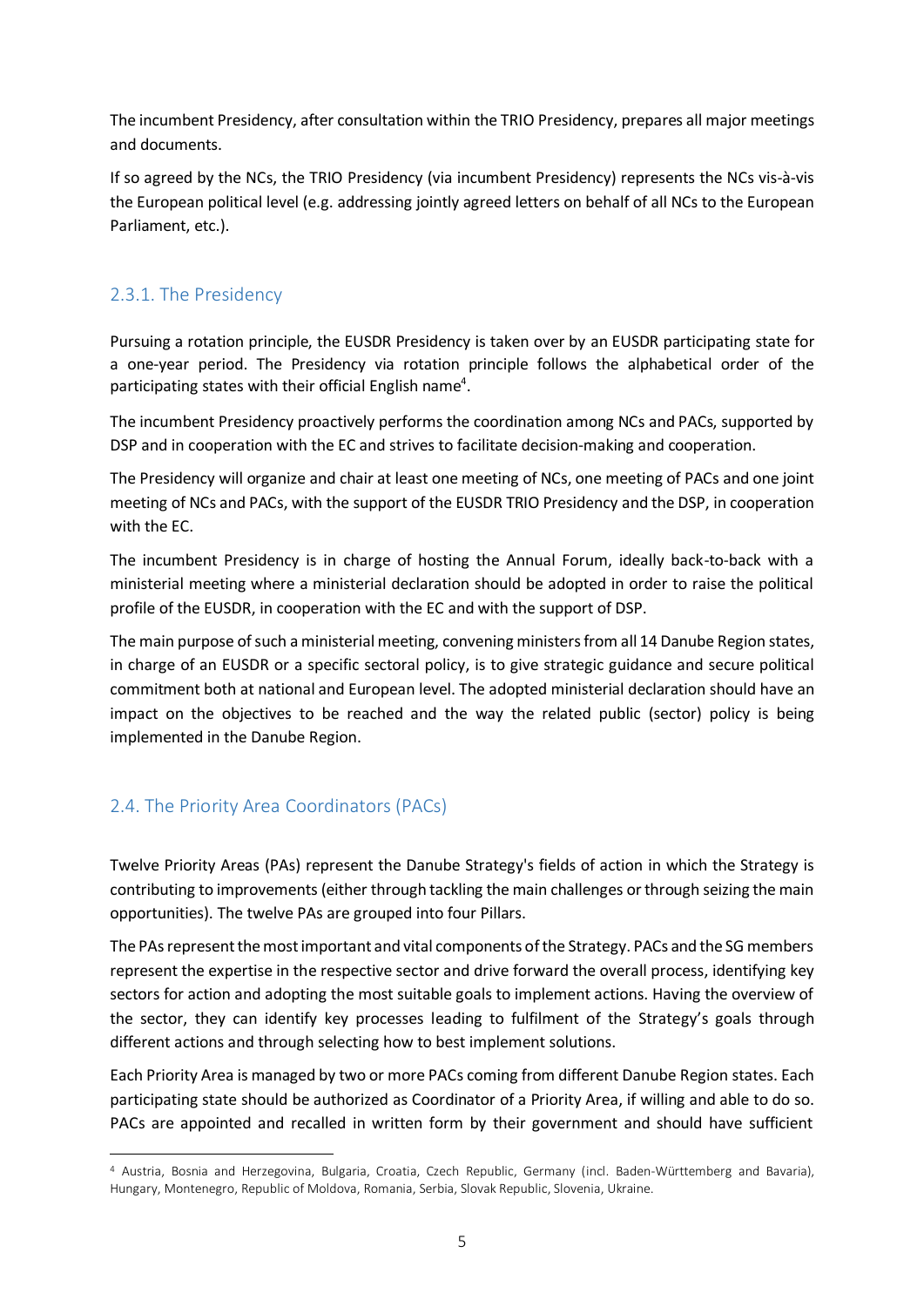The incumbent Presidency, after consultation within the TRIO Presidency, prepares all major meetings and documents.

If so agreed by the NCs, the TRIO Presidency (via incumbent Presidency) represents the NCs vis-à-vis the European political level (e.g. addressing jointly agreed letters on behalf of all NCs to the European Parliament, etc.).

### 2.3.1. The Presidency

Pursuing a rotation principle, the EUSDR Presidency is taken over by an EUSDR participating state for a one-year period. The Presidency via rotation principle follows the alphabetical order of the participating states with their official English name[4].

The incumbent Presidency proactively performs the coordination among NCs and PACs, supported by DSP and in cooperation with the EC and strives to facilitate decision-making and cooperation.

The Presidency will organize and chair at least one meeting of NCs, one meeting of PACs and one joint meeting of NCs and PACs, with the support of the EUSDR TRIO Presidency and the DSP, in cooperation with the EC.

The incumbent Presidency is in charge of hosting the Annual Forum, ideally back-to-back with a ministerial meeting where a ministerial declaration should be adopted in order to raise the political profile of the EUSDR, in cooperation with the EC and with the support of DSP.

The main purpose of such a ministerial meeting, convening ministers from all 14 Danube Region states, in charge of an EUSDR or a specific sectoral policy, is to give strategic guidance and secure political commitment both at national and European level. The adopted ministerial declaration should have an impact on the objectives to be reached and the way the related public (sector) policy is being implemented in the Danube Region.

## 2.4. The Priority Area Coordinators (PACs)

Twelve Priority Areas (PAs) represent the Danube Strategy's fields of action in which the Strategy is contributing to improvements (either through tackling the main challenges or through seizing the main opportunities). The twelve PAs are grouped into four Pillars.

The PAs represent the most important and vital components of the Strategy. PACs and the SG members represent the expertise in the respective sector and drive forward the overall process, identifying key sectors for action and adopting the most suitable goals to implement actions. Having the overview of the sector, they can identify key processes leading to fulfilment of the Strategy's goals through different actions and through selecting how to best implement solutions.

Each Priority Area is managed by two or more PACs coming from different Danube Region states. Each participating state should be authorized as Coordinator of a Priority Area, if willing and able to do so. PACs are appointed and recalled in written form by their government and should have sufficient

[4] Austria, Bosnia and Herzegovina, Bulgaria, Croatia, Czech Republic, Germany (incl. Baden-Württemberg and Bavaria), Hungary, Montenegro, Republic of Moldova, Romania, Serbia, Slovak Republic, Slovenia, Ukraine.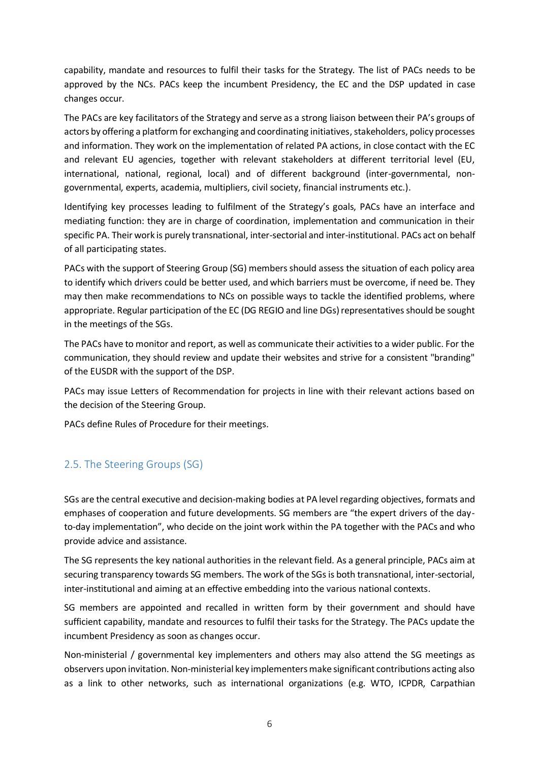capability, mandate and resources to fulfil their tasks for the Strategy. The list of PACs needs to be approved by the NCs. PACs keep the incumbent Presidency, the EC and the DSP updated in case changes occur.

The PACs are key facilitators of the Strategy and serve as a strong liaison between their PA's groups of actors by offering a platform for exchanging and coordinating initiatives, stakeholders, policy processes and information. They work on the implementation of related PA actions, in close contact with the EC and relevant EU agencies, together with relevant stakeholders at different territorial level (EU, international, national, regional, local) and of different background (inter-governmental, non-governmental, experts, academia, multipliers, civil society, financial instruments etc.).

Identifying key processes leading to fulfilment of the Strategy's goals, PACs have an interface and mediating function: they are in charge of coordination, implementation and communication in their specific PA. Their work is purely transnational, inter-sectorial and inter-institutional. PACs act on behalf of all participating states.

PACs with the support of Steering Group (SG) members should assess the situation of each policy area to identify which drivers could be better used, and which barriers must be overcome, if need be. They may then make recommendations to NCs on possible ways to tackle the identified problems, where appropriate. Regular participation of the EC (DG REGIO and line DGs) representatives should be sought in the meetings of the SGs.

The PACs have to monitor and report, as well as communicate their activities to a wider public. For the communication, they should review and update their websites and strive for a consistent "branding" of the EUSDR with the support of the DSP.

PACs may issue Letters of Recommendation for projects in line with their relevant actions based on the decision of the Steering Group.

PACs define Rules of Procedure for their meetings.

## 2.5. The Steering Groups (SG)

SGs are the central executive and decision-making bodies at PA level regarding objectives, formats and emphases of cooperation and future developments. SG members are "the expert drivers of the day-to-day implementation", who decide on the joint work within the PA together with the PACs and who provide advice and assistance.

The SG represents the key national authorities in the relevant field. As a general principle, PACs aim at securing transparency towards SG members. The work of the SGs is both transnational, inter-sectorial, inter-institutional and aiming at an effective embedding into the various national contexts.

SG members are appointed and recalled in written form by their government and should have sufficient capability, mandate and resources to fulfil their tasks for the Strategy. The PACs update the incumbent Presidency as soon as changes occur.

Non-ministerial / governmental key implementers and others may also attend the SG meetings as observers upon invitation. Non-ministerial key implementers make significant contributions acting also as a link to other networks, such as international organizations (e.g. WTO, ICPDR, Carpathian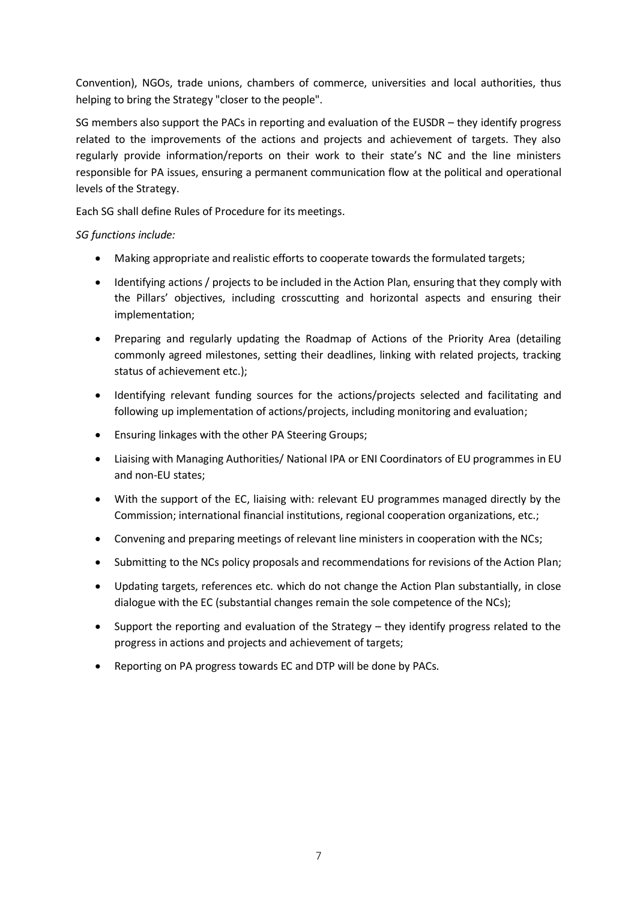Convention), NGOs, trade unions, chambers of commerce, universities and local authorities, thus helping to bring the Strategy "closer to the people".

SG members also support the PACs in reporting and evaluation of the EUSDR – they identify progress related to the improvements of the actions and projects and achievement of targets. They also regularly provide information/reports on their work to their state's NC and the line ministers responsible for PA issues, ensuring a permanent communication flow at the political and operational levels of the Strategy.

Each SG shall define Rules of Procedure for its meetings.

*SG functions include:*

- Making appropriate and realistic efforts to cooperate towards the formulated targets;
- Identifying actions / projects to be included in the Action Plan, ensuring that they comply with the Pillars' objectives, including crosscutting and horizontal aspects and ensuring their implementation;
- Preparing and regularly updating the Roadmap of Actions of the Priority Area (detailing commonly agreed milestones, setting their deadlines, linking with related projects, tracking status of achievement etc.);
- Identifying relevant funding sources for the actions/projects selected and facilitating and following up implementation of actions/projects, including monitoring and evaluation;
- Ensuring linkages with the other PA Steering Groups;
- Liaising with Managing Authorities/ National IPA or ENI Coordinators of EU programmes in EU and non-EU states;
- With the support of the EC, liaising with: relevant EU programmes managed directly by the Commission; international financial institutions, regional cooperation organizations, etc.;
- Convening and preparing meetings of relevant line ministers in cooperation with the NCs;
- Submitting to the NCs policy proposals and recommendations for revisions of the Action Plan;
- Updating targets, references etc. which do not change the Action Plan substantially, in close dialogue with the EC (substantial changes remain the sole competence of the NCs);
- Support the reporting and evaluation of the Strategy – they identify progress related to the progress in actions and projects and achievement of targets;
- Reporting on PA progress towards EC and DTP will be done by PACs.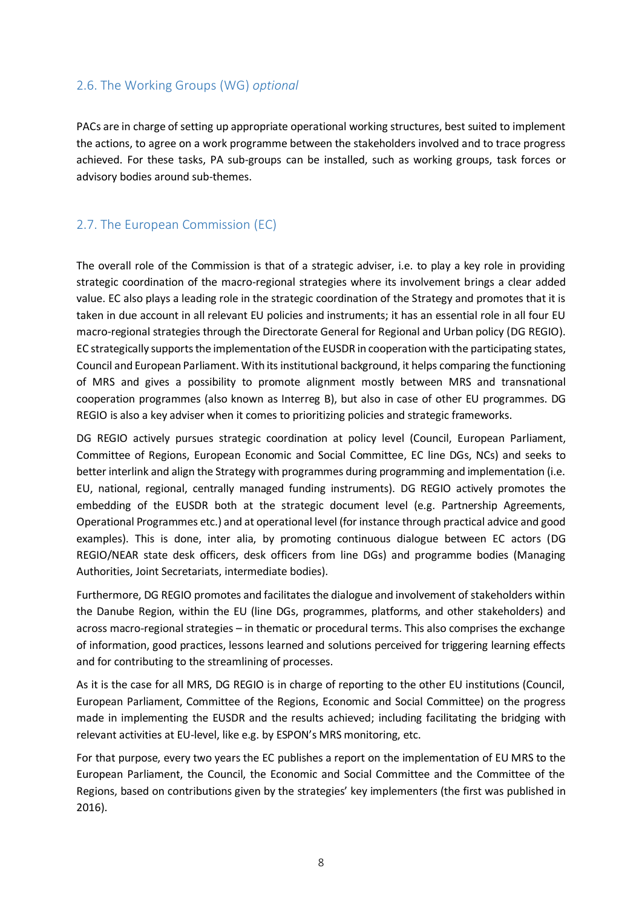## 2.6. The Working Groups (WG) *optional*

PACs are in charge of setting up appropriate operational working structures, best suited to implement the actions, to agree on a work programme between the stakeholders involved and to trace progress achieved. For these tasks, PA sub-groups can be installed, such as working groups, task forces or advisory bodies around sub-themes.

## 2.7. The European Commission (EC)

The overall role of the Commission is that of a strategic adviser, i.e. to play a key role in providing strategic coordination of the macro-regional strategies where its involvement brings a clear added value. EC also plays a leading role in the strategic coordination of the Strategy and promotes that it is taken in due account in all relevant EU policies and instruments; it has an essential role in all four EU macro-regional strategies through the Directorate General for Regional and Urban policy (DG REGIO). EC strategically supports the implementation of the EUSDR in cooperation with the participating states, Council and European Parliament. With its institutional background, it helps comparing the functioning of MRS and gives a possibility to promote alignment mostly between MRS and transnational cooperation programmes (also known as Interreg B), but also in case of other EU programmes. DG REGIO is also a key adviser when it comes to prioritizing policies and strategic frameworks.

DG REGIO actively pursues strategic coordination at policy level (Council, European Parliament, Committee of Regions, European Economic and Social Committee, EC line DGs, NCs) and seeks to better interlink and align the Strategy with programmes during programming and implementation (i.e. EU, national, regional, centrally managed funding instruments). DG REGIO actively promotes the embedding of the EUSDR both at the strategic document level (e.g. Partnership Agreements, Operational Programmes etc.) and at operational level (for instance through practical advice and good examples). This is done, inter alia, by promoting continuous dialogue between EC actors (DG REGIO/NEAR state desk officers, desk officers from line DGs) and programme bodies (Managing Authorities, Joint Secretariats, intermediate bodies).

Furthermore, DG REGIO promotes and facilitates the dialogue and involvement of stakeholders within the Danube Region, within the EU (line DGs, programmes, platforms, and other stakeholders) and across macro-regional strategies – in thematic or procedural terms. This also comprises the exchange of information, good practices, lessons learned and solutions perceived for triggering learning effects and for contributing to the streamlining of processes.

As it is the case for all MRS, DG REGIO is in charge of reporting to the other EU institutions (Council, European Parliament, Committee of the Regions, Economic and Social Committee) on the progress made in implementing the EUSDR and the results achieved; including facilitating the bridging with relevant activities at EU-level, like e.g. by ESPON's MRS monitoring, etc.

For that purpose, every two years the EC publishes a report on the implementation of EU MRS to the European Parliament, the Council, the Economic and Social Committee and the Committee of the Regions, based on contributions given by the strategies' key implementers (the first was published in 2016).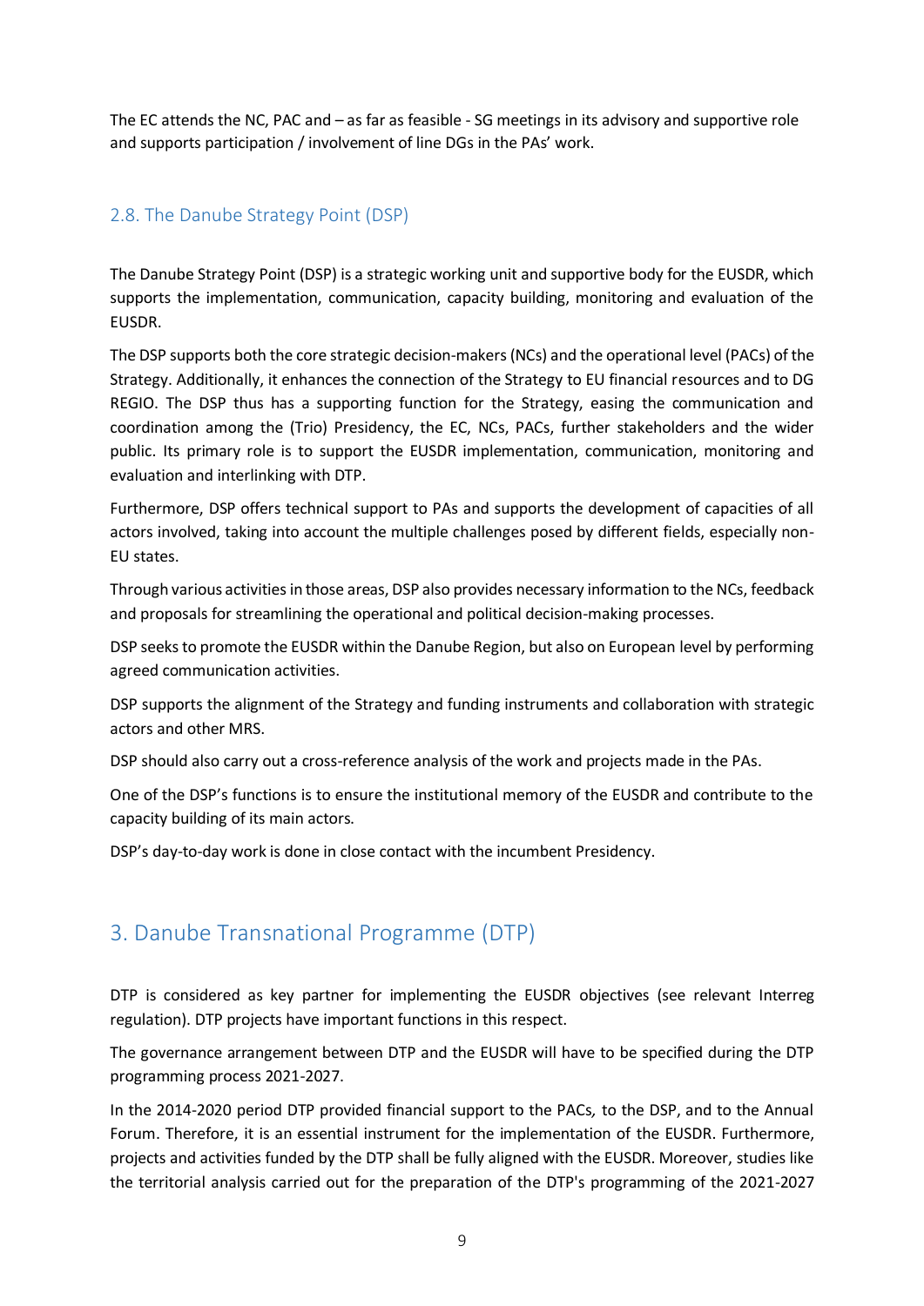The EC attends the NC, PAC and – as far as feasible - SG meetings in its advisory and supportive role and supports participation / involvement of line DGs in the PAs' work.

## 2.8. The Danube Strategy Point (DSP)

The Danube Strategy Point (DSP) is a strategic working unit and supportive body for the EUSDR, which supports the implementation, communication, capacity building, monitoring and evaluation of the EUSDR.

The DSP supports both the core strategic decision-makers (NCs) and the operational level (PACs) of the Strategy. Additionally, it enhances the connection of the Strategy to EU financial resources and to DG REGIO. The DSP thus has a supporting function for the Strategy, easing the communication and coordination among the (Trio) Presidency, the EC, NCs, PACs, further stakeholders and the wider public. Its primary role is to support the EUSDR implementation, communication, monitoring and evaluation and interlinking with DTP.

Furthermore, DSP offers technical support to PAs and supports the development of capacities of all actors involved, taking into account the multiple challenges posed by different fields, especially non-EU states.

Through various activities in those areas, DSP also provides necessary information to the NCs, feedback and proposals for streamlining the operational and political decision-making processes.

DSP seeks to promote the EUSDR within the Danube Region, but also on European level by performing agreed communication activities.

DSP supports the alignment of the Strategy and funding instruments and collaboration with strategic actors and other MRS.

DSP should also carry out a cross-reference analysis of the work and projects made in the PAs.

One of the DSP's functions is to ensure the institutional memory of the EUSDR and contribute to the capacity building of its main actors.

DSP's day-to-day work is done in close contact with the incumbent Presidency.

# 3. Danube Transnational Programme (DTP)

DTP is considered as key partner for implementing the EUSDR objectives (see relevant Interreg regulation). DTP projects have important functions in this respect.

The governance arrangement between DTP and the EUSDR will have to be specified during the DTP programming process 2021-2027.

In the 2014-2020 period DTP provided financial support to the PACs*,* to the DSP, and to the Annual Forum. Therefore, it is an essential instrument for the implementation of the EUSDR. Furthermore, projects and activities funded by the DTP shall be fully aligned with the EUSDR. Moreover, studies like the territorial analysis carried out for the preparation of the DTP's programming of the 2021-2027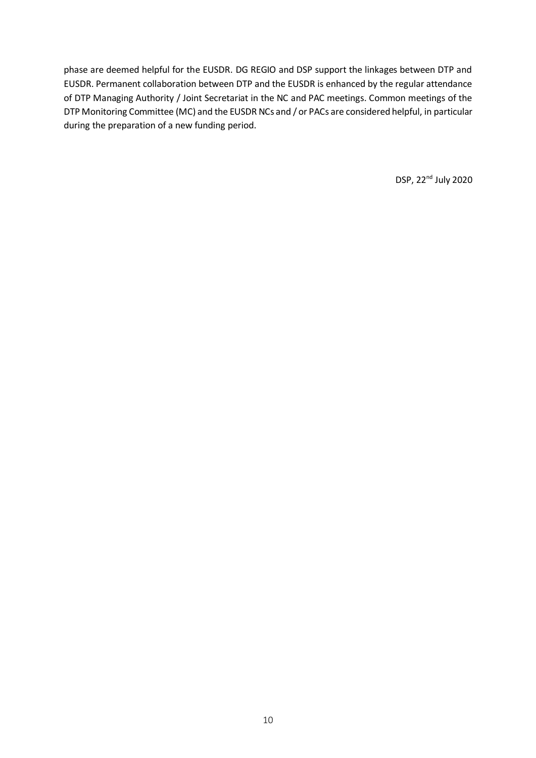phase are deemed helpful for the EUSDR. DG REGIO and DSP support the linkages between DTP and EUSDR. Permanent collaboration between DTP and the EUSDR is enhanced by the regular attendance of DTP Managing Authority / Joint Secretariat in the NC and PAC meetings. Common meetings of the DTP Monitoring Committee (MC) and the EUSDR NCs and / or PACs are considered helpful, in particular during the preparation of a new funding period.

DSP, 22nd July 2020